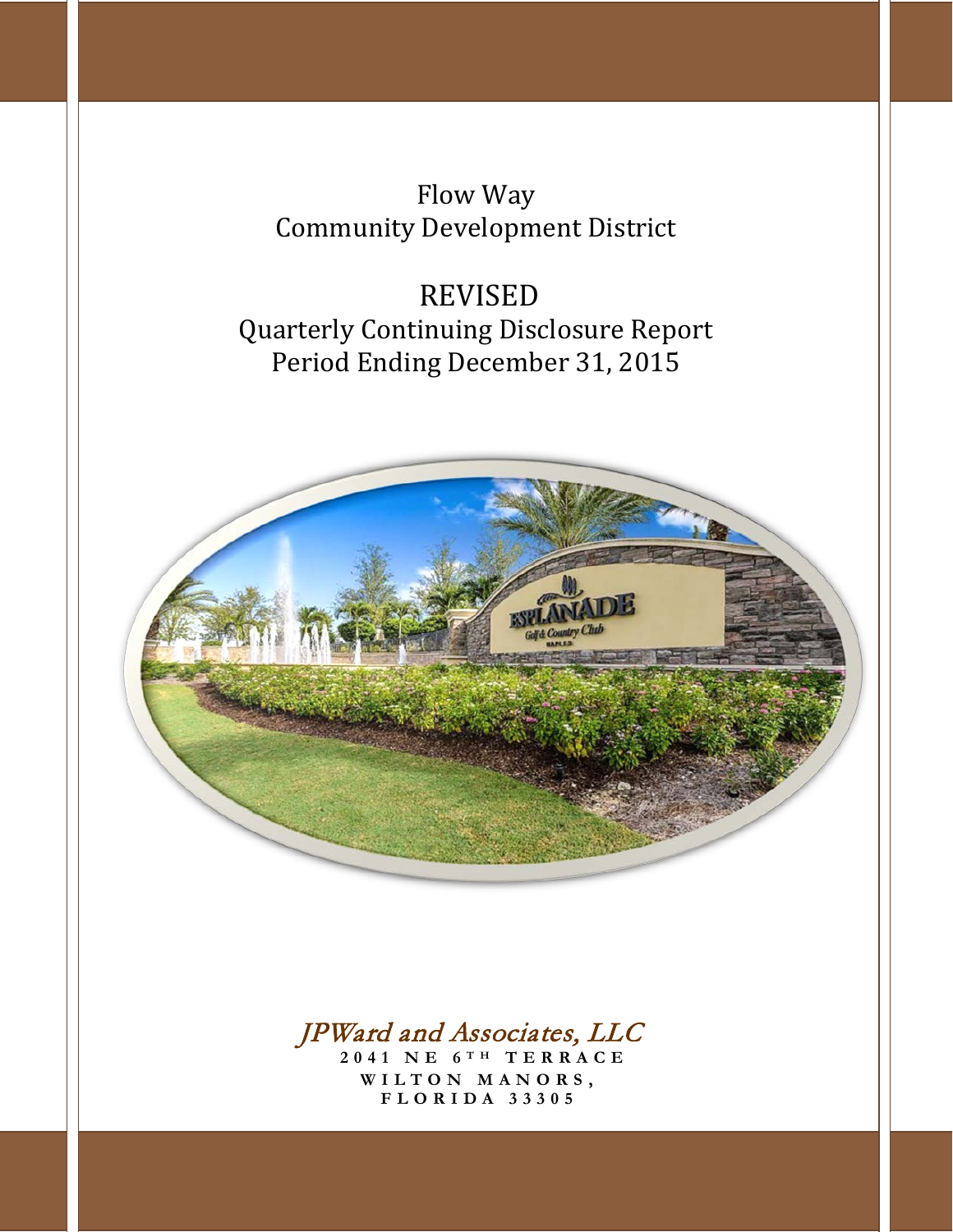# Flow Way
# Community Development District

## REVISED
## Quarterly Continuing Disclosure Report
## Period Ending December 31, 2015

*JPWard and Associates, LLC*

**2041 NE 6TH TERRACE**
**WILTON MANORS,**
**FLORIDA 33305**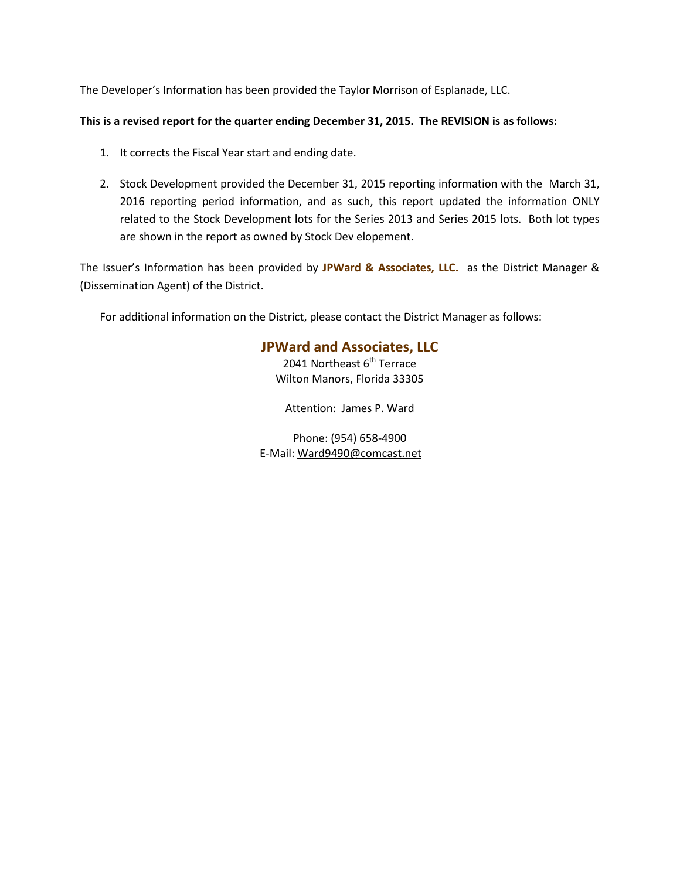The Developer's Information has been provided the Taylor Morrison of Esplanade, LLC.

**This is a revised report for the quarter ending December 31, 2015. The REVISION is as follows:**

1. It corrects the Fiscal Year start and ending date.
2. Stock Development provided the December 31, 2015 reporting information with the March 31, 2016 reporting period information, and as such, this report updated the information ONLY related to the Stock Development lots for the Series 2013 and Series 2015 lots. Both lot types are shown in the report as owned by Stock Dev elopement.

The Issuer's Information has been provided by **JPWard & Associates, LLC.** as the District Manager & (Dissemination Agent) of the District.

For additional information on the District, please contact the District Manager as follows:

**JPWard and Associates, LLC**
2041 Northeast 6th Terrace
Wilton Manors, Florida 33305

Attention: James P. Ward

Phone: (954) 658-4900
E-Mail: Ward9490@comcast.net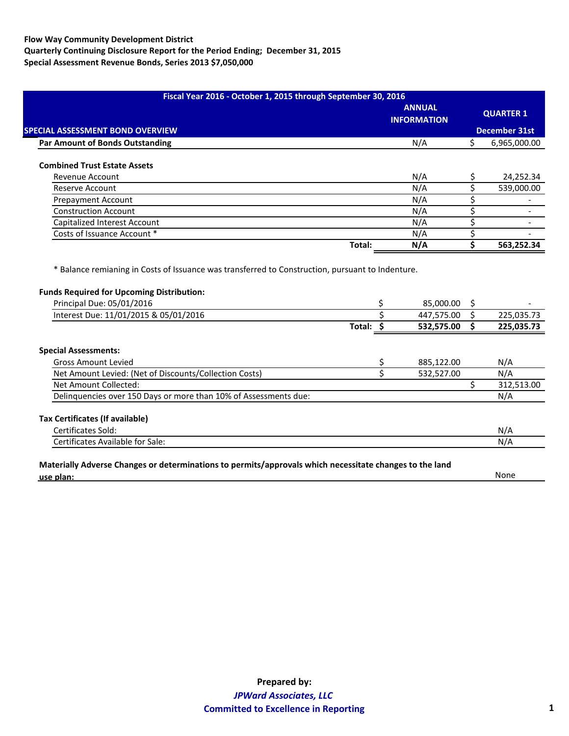**Flow Way Community Development District**
**Quarterly Continuing Disclosure Report for the Period Ending; December 31, 2015**
**Special Assessment Revenue Bonds, Series 2013 $7,050,000**

| Fiscal Year 2016 - October 1, 2015 through September 30, 2016 | | | |
|---|---|---|---|
| **SPECIAL ASSESSMENT BOND OVERVIEW** | | **ANNUAL INFORMATION** | **QUARTER 1 December 31st** |
| **Par Amount of Bonds Outstanding** | | N/A | $ 6,965,000.00 |
| | | | |
| **Combined Trust Estate Assets** | | | |
| Revenue Account | | N/A | $ 24,252.34 |
| Reserve Account | | N/A | $ 539,000.00 |
| Prepayment Account | | N/A | $ - |
| Construction Account | | N/A | $ - |
| Capitalized Interest Account | | N/A | $ - |
| Costs of Issuance Account * | | N/A | $ - |
| | **Total:** | **N/A** | **$ 563,252.34** |

\* Balance remianing in Costs of Issuance was transferred to Construction, pursuant to Indenture.

| **Funds Required for Upcoming Distribution:** | | | |
|---|---|---|---|
| Principal Due: 05/01/2016 | | $ 85,000.00 | $ - |
| Interest Due: 11/01/2015 & 05/01/2016 | | $ 447,575.00 | $ 225,035.73 |
| | **Total:** | **$ 532,575.00** | **$ 225,035.73** |

| **Special Assessments:** | | |
|---|---|---|
| Gross Amount Levied | $ 885,122.00 | N/A |
| Net Amount Levied: (Net of Discounts/Collection Costs) | $ 532,527.00 | N/A |
| Net Amount Collected: | | $ 312,513.00 |
| Delinquencies over 150 Days or more than 10% of Assessments due: | | N/A |

| **Tax Certificates (If available)** | |
|---|---|
| Certificates Sold: | N/A |
| Certificates Available for Sale: | N/A |

**Materially Adverse Changes or determinations to permits/approvals which necessitate changes to the land use plan:** None

**Prepared by:**
***JPWard Associates, LLC***
**Committed to Excellence in Reporting**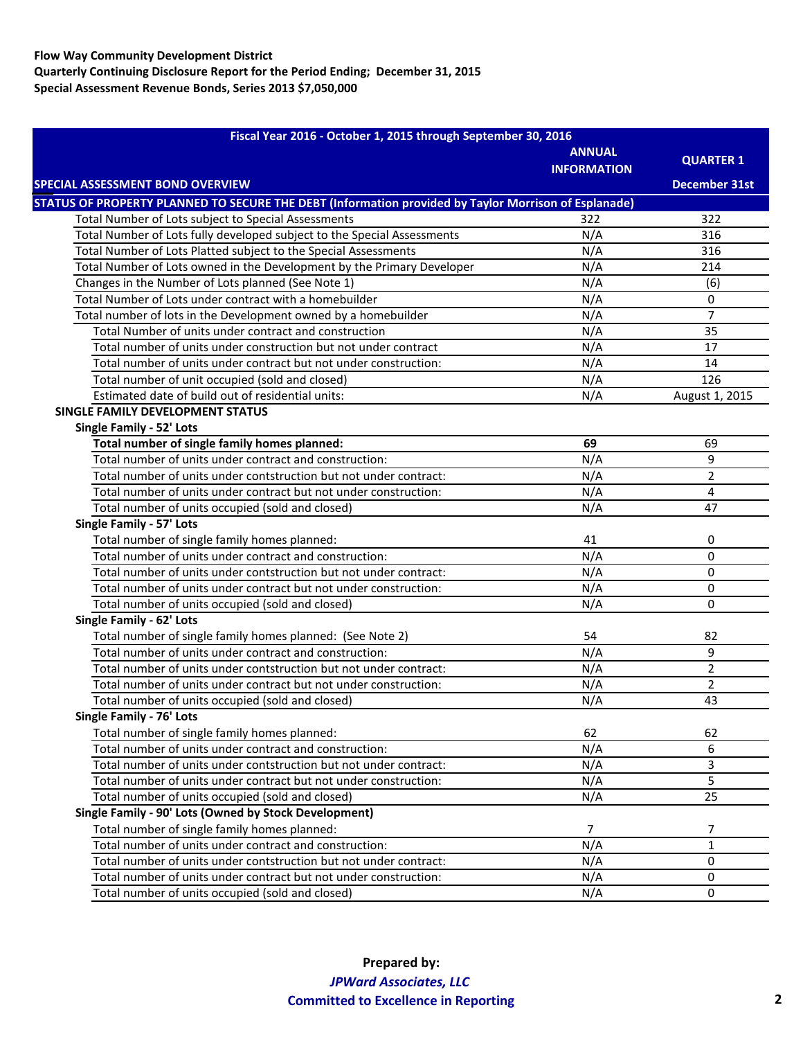**Flow Way Community Development District**
**Quarterly Continuing Disclosure Report for the Period Ending; December 31, 2015**
**Special Assessment Revenue Bonds, Series 2013 $7,050,000**

| Fiscal Year 2016 - October 1, 2015 through September 30, 2016 | | |
|---|---|---|
| **SPECIAL ASSESSMENT BOND OVERVIEW** | **ANNUAL INFORMATION** | **QUARTER 1 December 31st** |
| **STATUS OF PROPERTY PLANNED TO SECURE THE DEBT (Information provided by Taylor Morrison of Esplanade)** | | |
| Total Number of Lots subject to Special Assessments | 322 | 322 |
| Total Number of Lots fully developed subject to the Special Assessments | N/A | 316 |
| Total Number of Lots Platted subject to the Special Assessments | N/A | 316 |
| Total Number of Lots owned in the Development by the Primary Developer | N/A | 214 |
| Changes in the Number of Lots planned (See Note 1) | N/A | (6) |
| Total Number of Lots under contract with a homebuilder | N/A | 0 |
| Total number of lots in the Development owned by a homebuilder | N/A | 7 |
| Total Number of units under contract and construction | N/A | 35 |
| Total number of units under construction but not under contract | N/A | 17 |
| Total number of units under contract but not under construction: | N/A | 14 |
| Total number of unit occupied (sold and closed) | N/A | 126 |
| Estimated date of build out of residential units: | N/A | August 1, 2015 |
| **SINGLE FAMILY DEVELOPMENT STATUS** | | |
| **Single Family - 52' Lots** | | |
| **Total number of single family homes planned:** | **69** | 69 |
| Total number of units under contract and construction: | N/A | 9 |
| Total number of units under contstruction but not under contract: | N/A | 2 |
| Total number of units under contract but not under construction: | N/A | 4 |
| Total number of units occupied (sold and closed) | N/A | 47 |
| **Single Family - 57' Lots** | | |
| Total number of single family homes planned: | 41 | 0 |
| Total number of units under contract and construction: | N/A | 0 |
| Total number of units under contstruction but not under contract: | N/A | 0 |
| Total number of units under contract but not under construction: | N/A | 0 |
| Total number of units occupied (sold and closed) | N/A | 0 |
| **Single Family - 62' Lots** | | |
| Total number of single family homes planned: (See Note 2) | 54 | 82 |
| Total number of units under contract and construction: | N/A | 9 |
| Total number of units under contstruction but not under contract: | N/A | 2 |
| Total number of units under contract but not under construction: | N/A | 2 |
| Total number of units occupied (sold and closed) | N/A | 43 |
| **Single Family - 76' Lots** | | |
| Total number of single family homes planned: | 62 | 62 |
| Total number of units under contract and construction: | N/A | 6 |
| Total number of units under contstruction but not under contract: | N/A | 3 |
| Total number of units under contract but not under construction: | N/A | 5 |
| Total number of units occupied (sold and closed) | N/A | 25 |
| **Single Family - 90' Lots (Owned by Stock Development)** | | |
| Total number of single family homes planned: | 7 | 7 |
| Total number of units under contract and construction: | N/A | 1 |
| Total number of units under contstruction but not under contract: | N/A | 0 |
| Total number of units under contract but not under construction: | N/A | 0 |
| Total number of units occupied (sold and closed) | N/A | 0 |

**Prepared by:**
***JPWard Associates, LLC***
**Committed to Excellence in Reporting**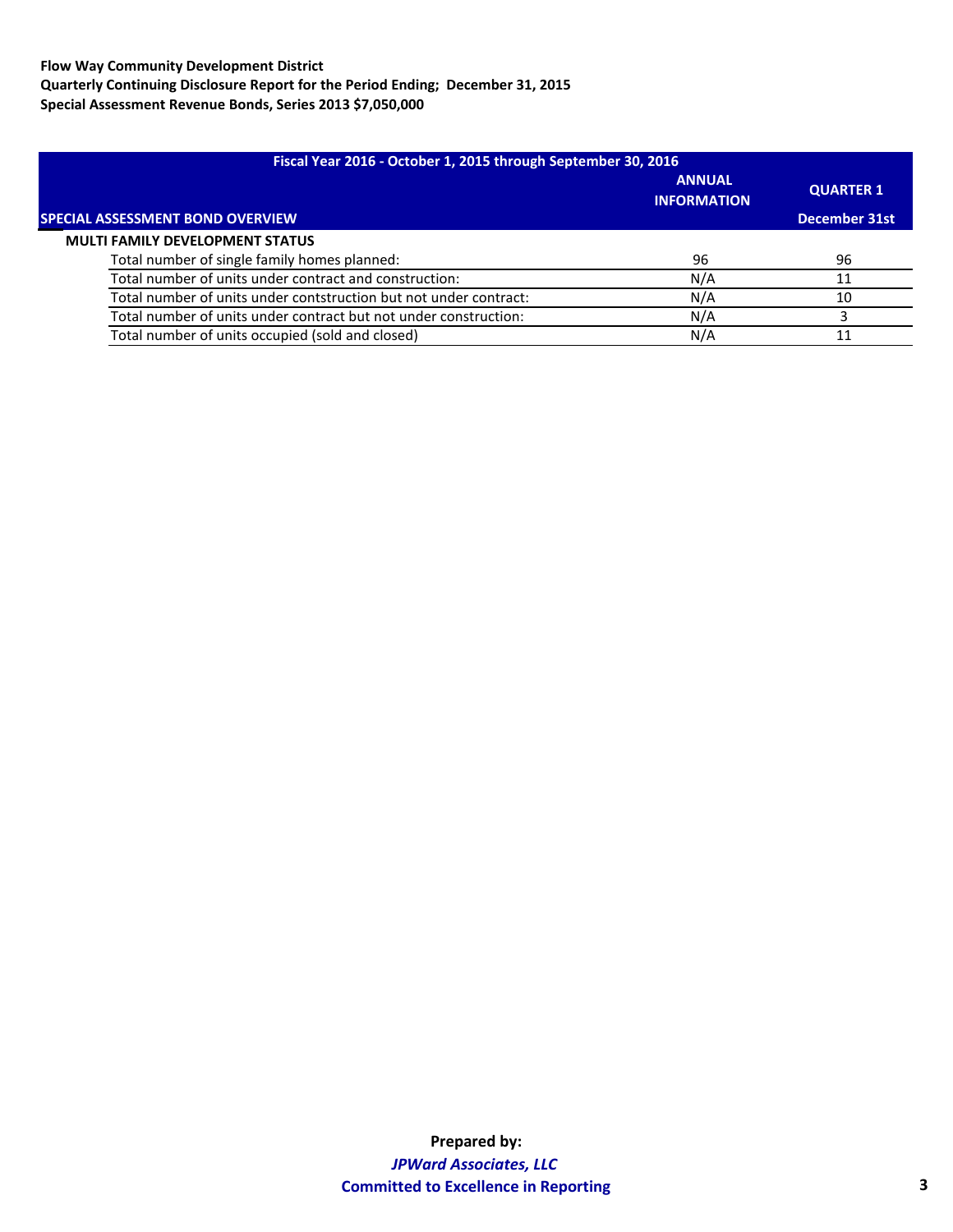**Flow Way Community Development District**
**Quarterly Continuing Disclosure Report for the Period Ending; December 31, 2015**
**Special Assessment Revenue Bonds, Series 2013 $7,050,000**

| Fiscal Year 2016 - October 1, 2015 through September 30, 2016 | | |
|---|---|---|
| **SPECIAL ASSESSMENT BOND OVERVIEW** | **ANNUAL INFORMATION** | **QUARTER 1 December 31st** |
| **MULTI FAMILY DEVELOPMENT STATUS** | | |
| Total number of single family homes planned: | 96 | 96 |
| Total number of units under contract and construction: | N/A | 11 |
| Total number of units under contstruction but not under contract: | N/A | 10 |
| Total number of units under contract but not under construction: | N/A | 3 |
| Total number of units occupied (sold and closed) | N/A | 11 |

**Prepared by:**
***JPWard Associates, LLC***
**Committed to Excellence in Reporting**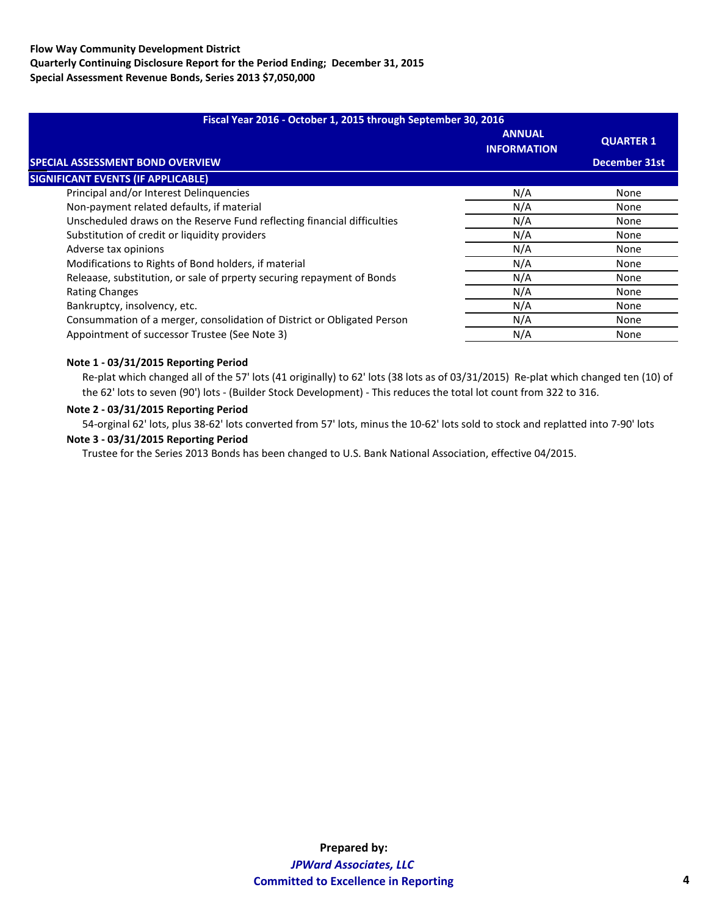**Flow Way Community Development District**
**Quarterly Continuing Disclosure Report for the Period Ending; December 31, 2015**
**Special Assessment Revenue Bonds, Series 2013 $7,050,000**

| Fiscal Year 2016 - October 1, 2015 through September 30, 2016 | | |
|---|---|---|
| | **ANNUAL INFORMATION** | **QUARTER 1** |
| **SPECIAL ASSESSMENT BOND OVERVIEW** | | **December 31st** |
| **SIGNIFICANT EVENTS (IF APPLICABLE)** | | |
| Principal and/or Interest Delinquencies | N/A | None |
| Non-payment related defaults, if material | N/A | None |
| Unscheduled draws on the Reserve Fund reflecting financial difficulties | N/A | None |
| Substitution of credit or liquidity providers | N/A | None |
| Adverse tax opinions | N/A | None |
| Modifications to Rights of Bond holders, if material | N/A | None |
| Releaase, substitution, or sale of prperty securing repayment of Bonds | N/A | None |
| Rating Changes | N/A | None |
| Bankruptcy, insolvency, etc. | N/A | None |
| Consummation of a merger, consolidation of District or Obligated Person | N/A | None |
| Appointment of successor Trustee (See Note 3) | N/A | None |

**Note 1 - 03/31/2015 Reporting Period**

Re-plat which changed all of the 57' lots (41 originally) to 62' lots (38 lots as of 03/31/2015) Re-plat which changed ten (10) of the 62' lots to seven (90') lots - (Builder Stock Development) - This reduces the total lot count from 322 to 316.

**Note 2 - 03/31/2015 Reporting Period**

54-orginal 62' lots, plus 38-62' lots converted from 57' lots, minus the 10-62' lots sold to stock and replatted into 7-90' lots

**Note 3 - 03/31/2015 Reporting Period**

Trustee for the Series 2013 Bonds has been changed to U.S. Bank National Association, effective 04/2015.

**Prepared by:**
***JPWard Associates, LLC***
**Committed to Excellence in Reporting**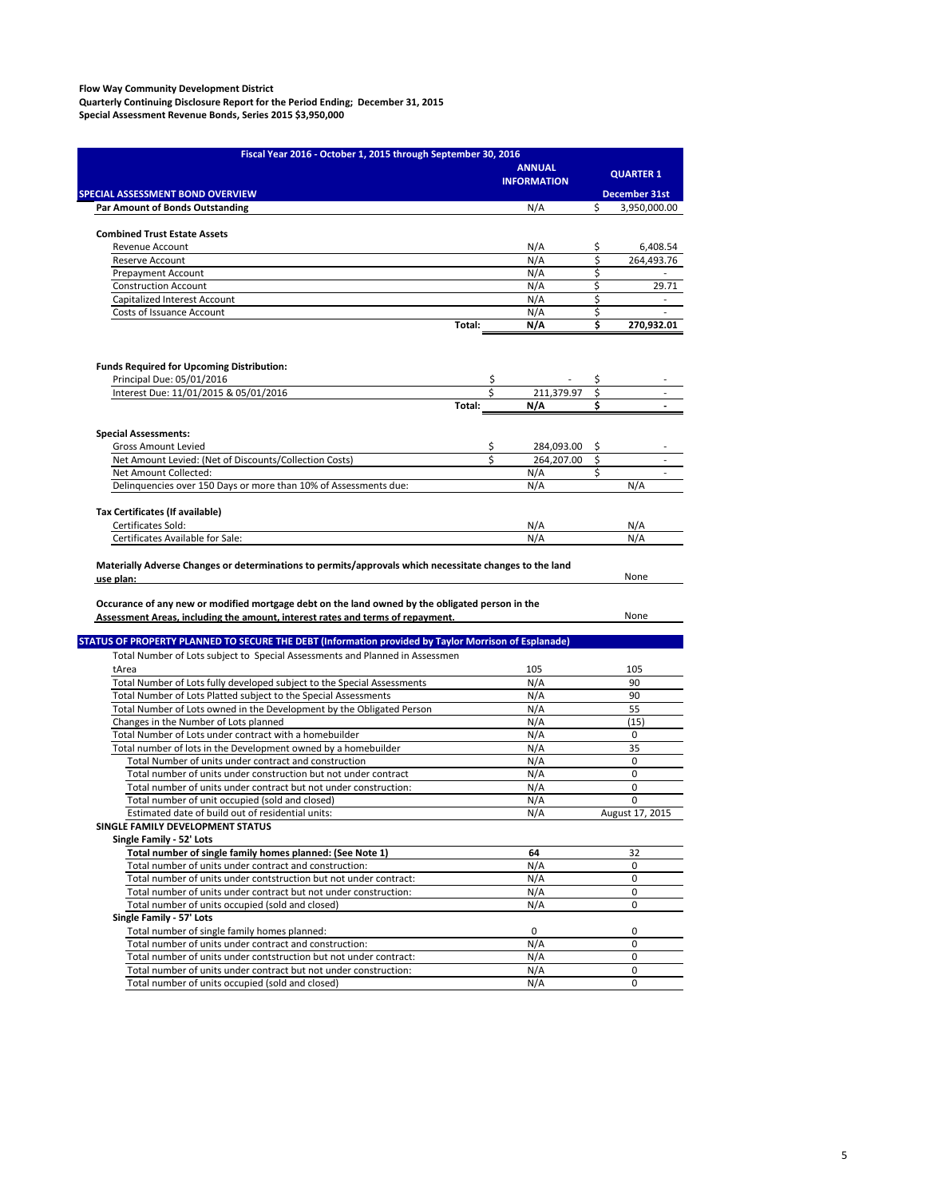**Flow Way Community Development District**
**Quarterly Continuing Disclosure Report for the Period Ending; December 31, 2015**
**Special Assessment Revenue Bonds, Series 2015 $3,950,000**

| Fiscal Year 2016 - October 1, 2015 through September 30, 2016 | | ANNUAL INFORMATION | QUARTER 1 |
|---|---|---|---|
| **SPECIAL ASSESSMENT BOND OVERVIEW** | | | **December 31st** |
| **Par Amount of Bonds Outstanding** | | N/A | $ 3,950,000.00 |
| | | | |
| **Combined Trust Estate Assets** | | | |
| Revenue Account | | N/A | $ 6,408.54 |
| Reserve Account | | N/A | $ 264,493.76 |
| Prepayment Account | | N/A | $ - |
| Construction Account | | N/A | $ 29.71 |
| Capitalized Interest Account | | N/A | $ - |
| Costs of Issuance Account | | N/A | $ - |
| | **Total:** | **N/A** | **$ 270,932.01** |
| | | | |
| **Funds Required for Upcoming Distribution:** | | | |
| Principal Due: 05/01/2016 | | $ - | $ - |
| Interest Due: 11/01/2015 & 05/01/2016 | | $ 211,379.97 | $ - |
| | **Total:** | **N/A** | **$ -** |
| | | | |
| **Special Assessments:** | | | |
| Gross Amount Levied | | $ 284,093.00 | $ - |
| Net Amount Levied: (Net of Discounts/Collection Costs) | | $ 264,207.00 | $ - |
| Net Amount Collected: | | N/A | $ - |
| Delinquencies over 150 Days or more than 10% of Assessments due: | | N/A | N/A |
| | | | |
| **Tax Certificates (If available)** | | | |
| Certificates Sold: | | N/A | N/A |
| Certificates Available for Sale: | | N/A | N/A |
| | | | |
| **Materially Adverse Changes or determinations to permits/approvals which necessitate changes to the land use plan:** | | | None |
| | | | |
| **Occurance of any new or modified mortgage debt on the land owned by the obligated person in the Assessment Areas, including the amount, interest rates and terms of repayment.** | | | None |
| | | | |
| **STATUS OF PROPERTY PLANNED TO SECURE THE DEBT (Information provided by Taylor Morrison of Esplanade)** | | | |
| Total Number of Lots subject to Special Assessments and Planned in Assessmen tArea | | 105 | 105 |
| Total Number of Lots fully developed subject to the Special Assessments | | N/A | 90 |
| Total Number of Lots Platted subject to the Special Assessments | | N/A | 90 |
| Total Number of Lots owned in the Development by the Obligated Person | | N/A | 55 |
| Changes in the Number of Lots planned | | N/A | (15) |
| Total Number of Lots under contract with a homebuilder | | N/A | 0 |
| Total number of lots in the Development owned by a homebuilder | | N/A | 35 |
| Total Number of units under contract and construction | | N/A | 0 |
| Total number of units under construction but not under contract | | N/A | 0 |
| Total number of units under contract but not under construction: | | N/A | 0 |
| Total number of unit occupied (sold and closed) | | N/A | 0 |
| Estimated date of build out of residential units: | | N/A | August 17, 2015 |
| **SINGLE FAMILY DEVELOPMENT STATUS** | | | |
| **Single Family - 52' Lots** | | | |
| **Total number of single family homes planned: (See Note 1)** | | **64** | 32 |
| Total number of units under contract and construction: | | N/A | 0 |
| Total number of units under contstruction but not under contract: | | N/A | 0 |
| Total number of units under contract but not under construction: | | N/A | 0 |
| Total number of units occupied (sold and closed) | | N/A | 0 |
| **Single Family - 57' Lots** | | | |
| Total number of single family homes planned: | | 0 | 0 |
| Total number of units under contract and construction: | | N/A | 0 |
| Total number of units under contstruction but not under contract: | | N/A | 0 |
| Total number of units under contract but not under construction: | | N/A | 0 |
| Total number of units occupied (sold and closed) | | N/A | 0 |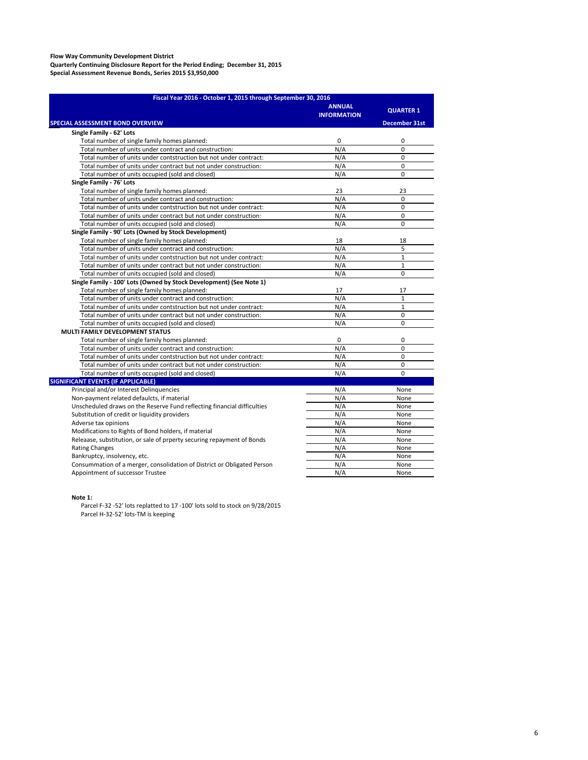**Flow Way Community Development District**
**Quarterly Continuing Disclosure Report for the Period Ending; December 31, 2015**
**Special Assessment Revenue Bonds, Series 2015 $3,950,000**

| Fiscal Year 2016 - October 1, 2015 through September 30, 2016 | | |
|---|---|---|
| **SPECIAL ASSESSMENT BOND OVERVIEW** | **ANNUAL INFORMATION** | **QUARTER 1 December 31st** |
| **Single Family - 62' Lots** | | |
| Total number of single family homes planned: | 0 | 0 |
| Total number of units under contract and construction: | N/A | 0 |
| Total number of units under contstruction but not under contract: | N/A | 0 |
| Total number of units under contract but not under construction: | N/A | 0 |
| Total number of units occupied (sold and closed) | N/A | 0 |
| **Single Family - 76' Lots** | | |
| Total number of single family homes planned: | 23 | 23 |
| Total number of units under contract and construction: | N/A | 0 |
| Total number of units under contstruction but not under contract: | N/A | 0 |
| Total number of units under contract but not under construction: | N/A | 0 |
| Total number of units occupied (sold and closed) | N/A | 0 |
| **Single Family - 90' Lots (Owned by Stock Development)** | | |
| Total number of single family homes planned: | 18 | 18 |
| Total number of units under contract and construction: | N/A | 5 |
| Total number of units under contstruction but not under contract: | N/A | 1 |
| Total number of units under contract but not under construction: | N/A | 1 |
| Total number of units occupied (sold and closed) | N/A | 0 |
| **Single Family - 100' Lots (Owned by Stock Development) (See Note 1)** | | |
| Total number of single family homes planned: | 17 | 17 |
| Total number of units under contract and construction: | N/A | 1 |
| Total number of units under contstruction but not under contract: | N/A | 1 |
| Total number of units under contract but not under construction: | N/A | 0 |
| Total number of units occupied (sold and closed) | N/A | 0 |
| **MULTI FAMILY DEVELOPMENT STATUS** | | |
| Total number of single family homes planned: | 0 | 0 |
| Total number of units under contract and construction: | N/A | 0 |
| Total number of units under contstruction but not under contract: | N/A | 0 |
| Total number of units under contract but not under construction: | N/A | 0 |
| Total number of units occupied (sold and closed) | N/A | 0 |
| **SIGNIFICANT EVENTS (IF APPLICABLE)** | | |
| Principal and/or Interest Delinquencies | N/A | None |
| Non-payment related defaults, if material | N/A | None |
| Unscheduled draws on the Reserve Fund reflecting financial difficulties | N/A | None |
| Substitution of credit or liquidity providers | N/A | None |
| Adverse tax opinions | N/A | None |
| Modifications to Rights of Bond holders, if material | N/A | None |
| Releaase, substitution, or sale of prperty securing repayment of Bonds | N/A | None |
| Rating Changes | N/A | None |
| Bankruptcy, insolvency, etc. | N/A | None |
| Consummation of a merger, consolidation of District or Obligated Person | N/A | None |
| Appointment of successor Trustee | N/A | None |

**Note 1:**

Parcel F-32 -52' lots replatted to 17 -100' lots sold to stock on 9/28/2015
Parcel H-32-52' lots-TM is keeping